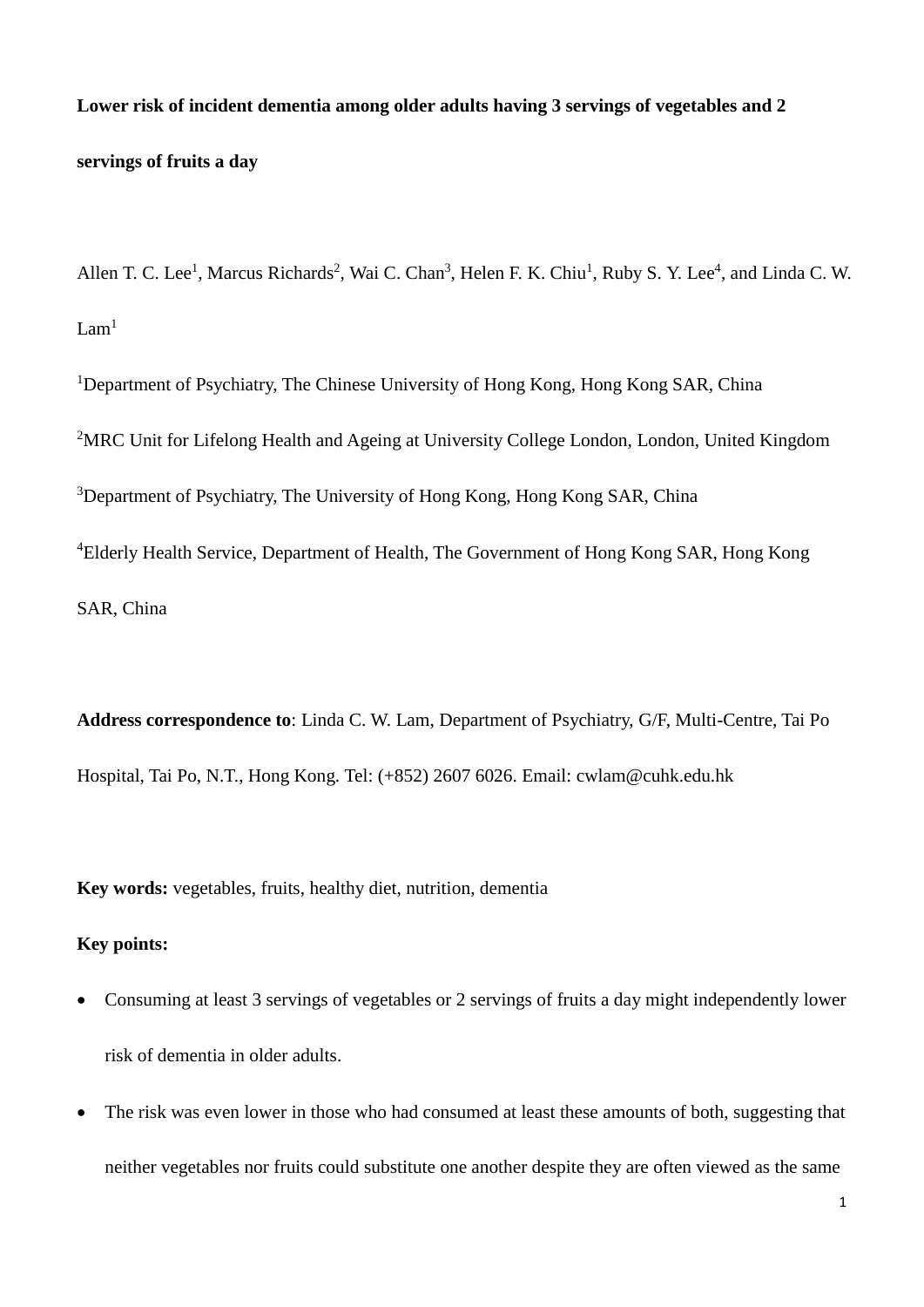**Lower risk of incident dementia among older adults having 3 servings of vegetables and 2 servings of fruits a day**

Allen T. C. Lee[1], Marcus Richards[2], Wai C. Chan[3], Helen F. K. Chiu[1], Ruby S. Y. Lee[4], and Linda C. W. Lam[1]

[1]Department of Psychiatry, The Chinese University of Hong Kong, Hong Kong SAR, China

[2]MRC Unit for Lifelong Health and Ageing at University College London, London, United Kingdom

[3]Department of Psychiatry, The University of Hong Kong, Hong Kong SAR, China

[4]Elderly Health Service, Department of Health, The Government of Hong Kong SAR, Hong Kong SAR, China

**Address correspondence to**: Linda C. W. Lam, Department of Psychiatry, G/F, Multi-Centre, Tai Po Hospital, Tai Po, N.T., Hong Kong. Tel: (+852) 2607 6026. Email: cwlam@cuhk.edu.hk

**Key words:** vegetables, fruits, healthy diet, nutrition, dementia

**Key points:**

- Consuming at least 3 servings of vegetables or 2 servings of fruits a day might independently lower risk of dementia in older adults.
- The risk was even lower in those who had consumed at least these amounts of both, suggesting that neither vegetables nor fruits could substitute one another despite they are often viewed as the same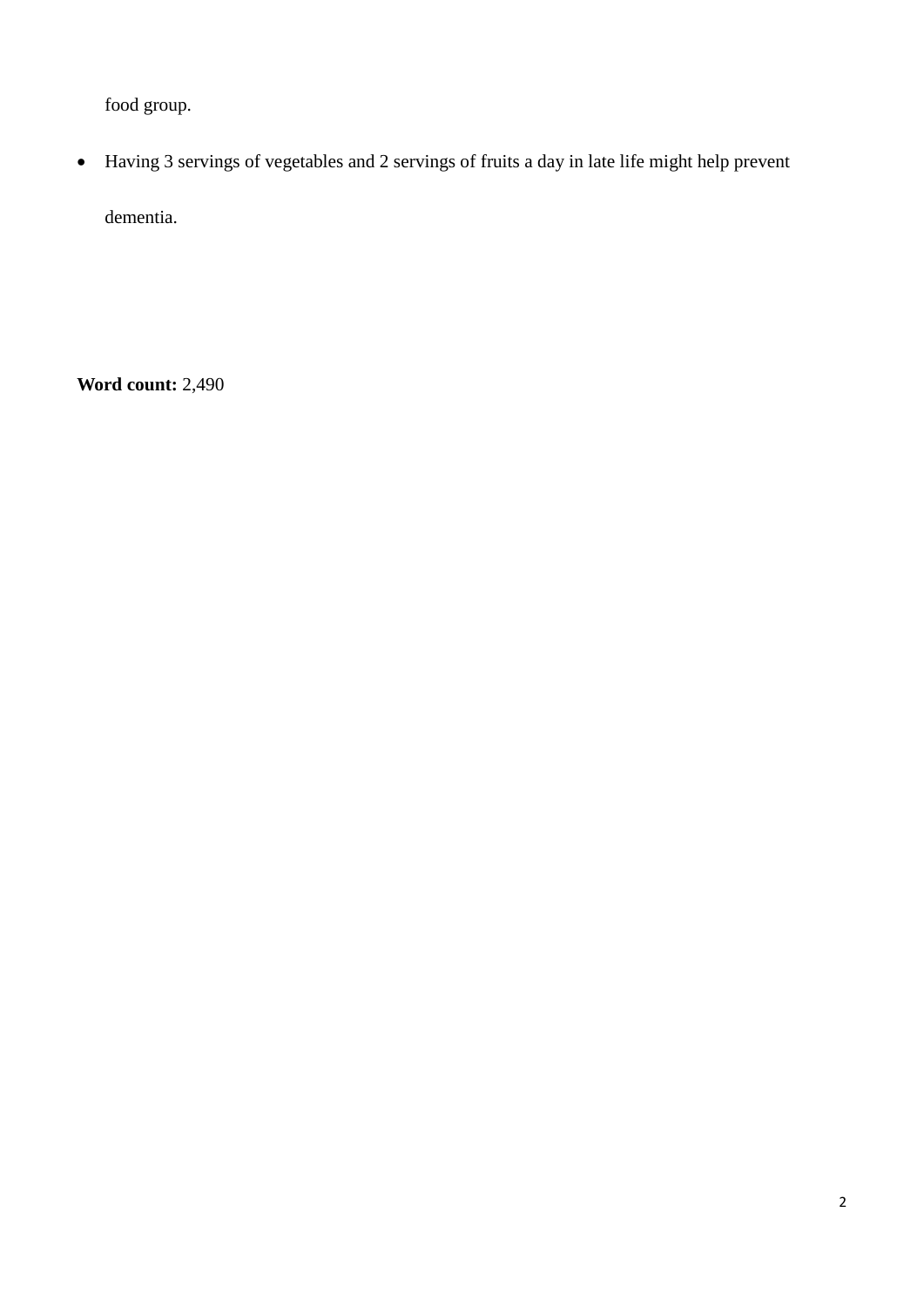food group.

- Having 3 servings of vegetables and 2 servings of fruits a day in late life might help prevent dementia.

**Word count:** 2,490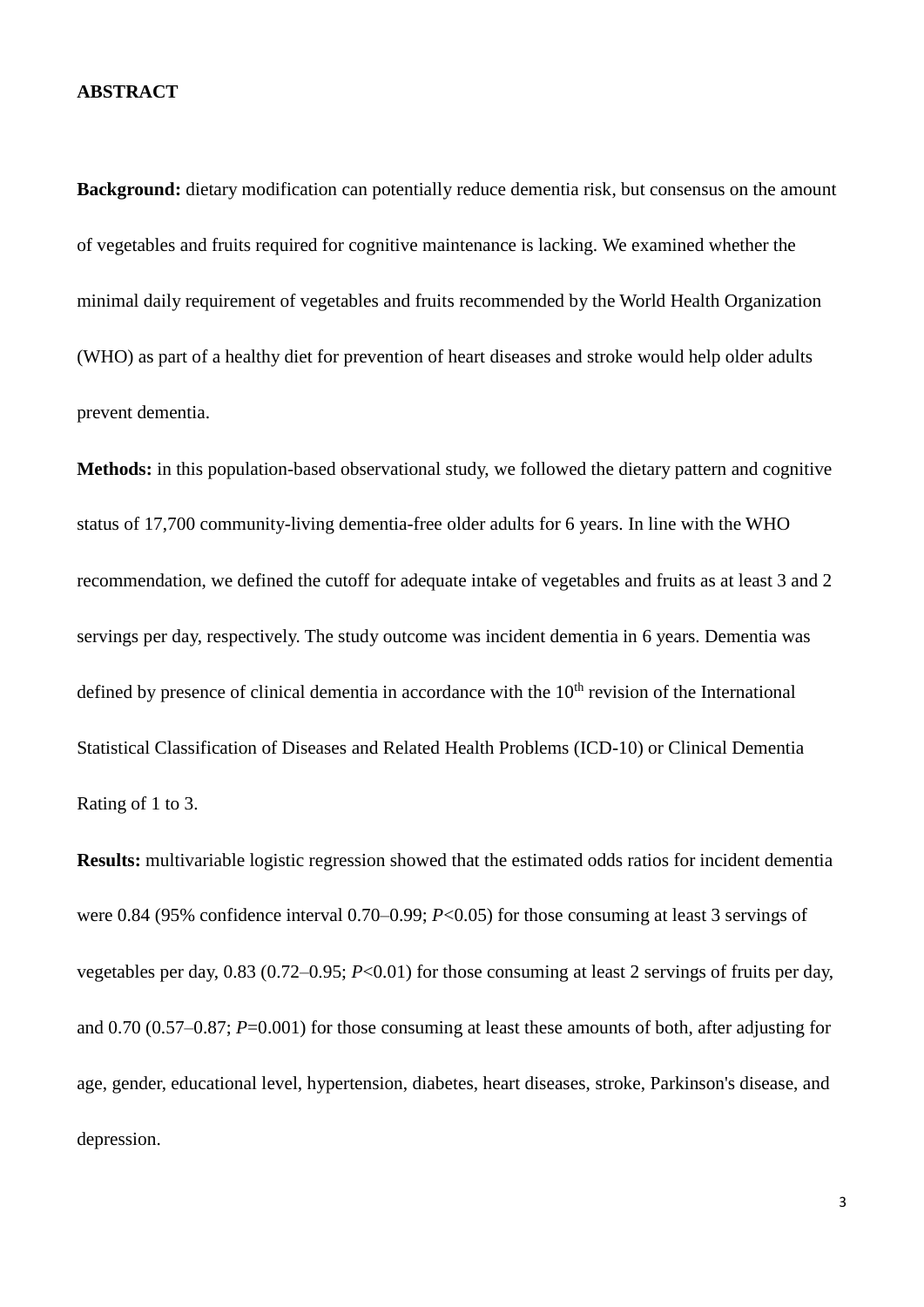**ABSTRACT**

**Background:** dietary modification can potentially reduce dementia risk, but consensus on the amount of vegetables and fruits required for cognitive maintenance is lacking. We examined whether the minimal daily requirement of vegetables and fruits recommended by the World Health Organization (WHO) as part of a healthy diet for prevention of heart diseases and stroke would help older adults prevent dementia.

**Methods:** in this population-based observational study, we followed the dietary pattern and cognitive status of 17,700 community-living dementia-free older adults for 6 years. In line with the WHO recommendation, we defined the cutoff for adequate intake of vegetables and fruits as at least 3 and 2 servings per day, respectively. The study outcome was incident dementia in 6 years. Dementia was defined by presence of clinical dementia in accordance with the 10th revision of the International Statistical Classification of Diseases and Related Health Problems (ICD-10) or Clinical Dementia Rating of 1 to 3.

**Results:** multivariable logistic regression showed that the estimated odds ratios for incident dementia were 0.84 (95% confidence interval 0.70–0.99; $P<0.05$) for those consuming at least 3 servings of vegetables per day, 0.83 (0.72–0.95; $P<0.01$) for those consuming at least 2 servings of fruits per day, and 0.70 (0.57–0.87; $P=0.001$) for those consuming at least these amounts of both, after adjusting for age, gender, educational level, hypertension, diabetes, heart diseases, stroke, Parkinson's disease, and depression.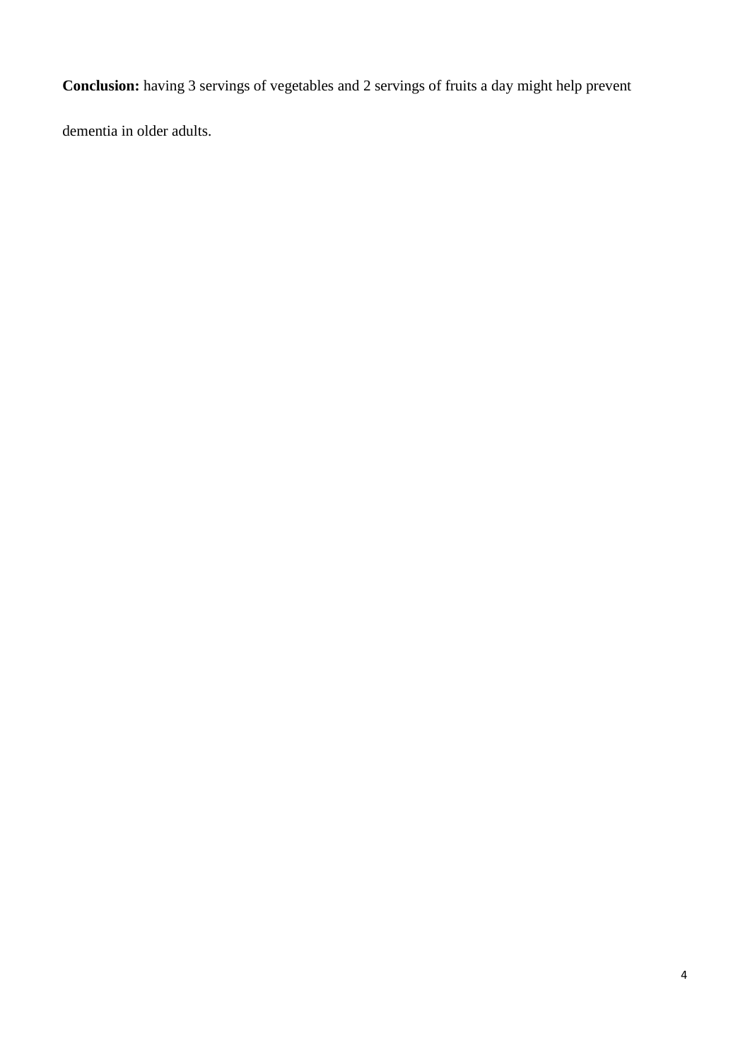**Conclusion:** having 3 servings of vegetables and 2 servings of fruits a day might help prevent dementia in older adults.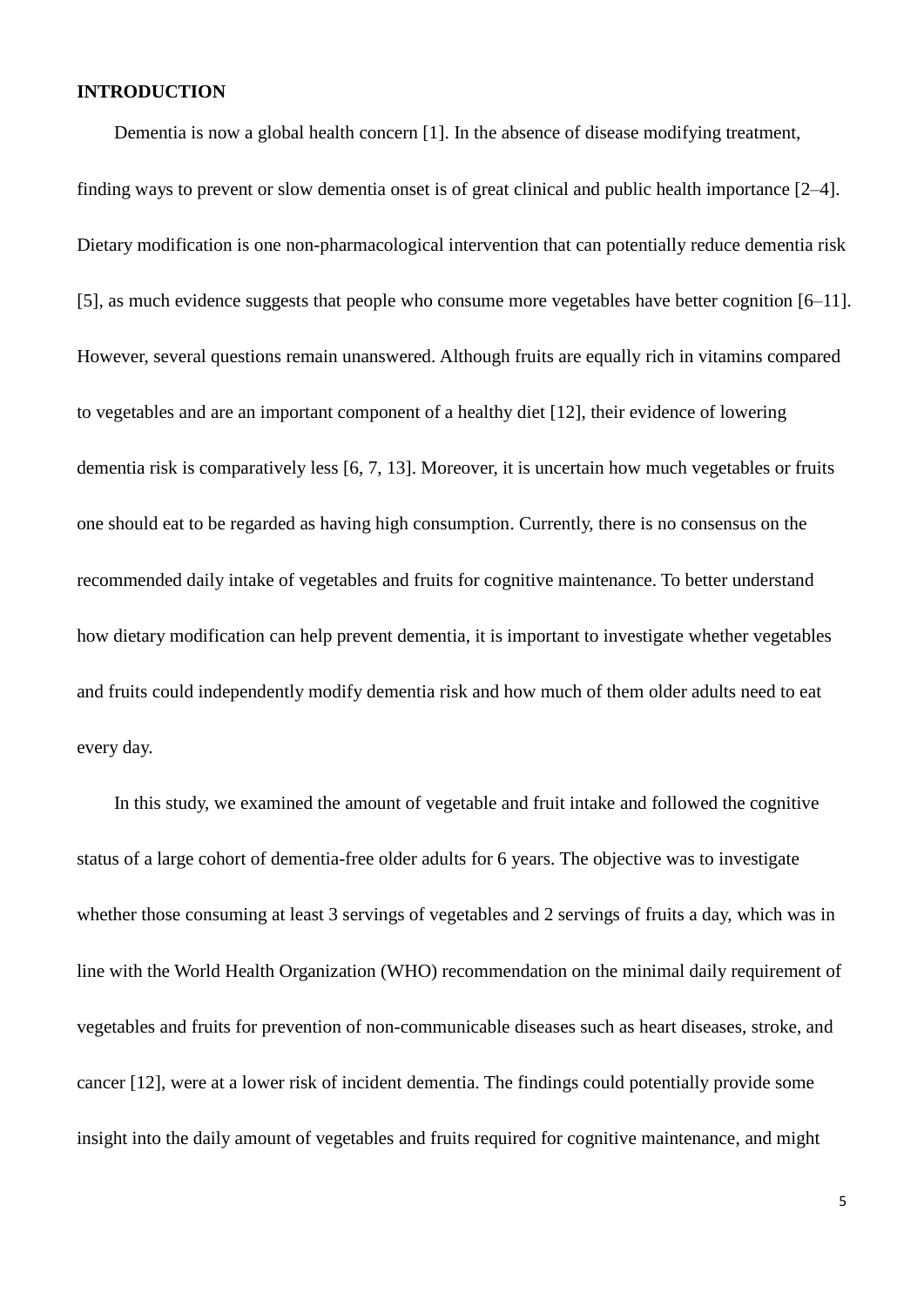## INTRODUCTION

Dementia is now a global health concern [1]. In the absence of disease modifying treatment, finding ways to prevent or slow dementia onset is of great clinical and public health importance [2–4]. Dietary modification is one non-pharmacological intervention that can potentially reduce dementia risk [5], as much evidence suggests that people who consume more vegetables have better cognition [6–11]. However, several questions remain unanswered. Although fruits are equally rich in vitamins compared to vegetables and are an important component of a healthy diet [12], their evidence of lowering dementia risk is comparatively less [6, 7, 13]. Moreover, it is uncertain how much vegetables or fruits one should eat to be regarded as having high consumption. Currently, there is no consensus on the recommended daily intake of vegetables and fruits for cognitive maintenance. To better understand how dietary modification can help prevent dementia, it is important to investigate whether vegetables and fruits could independently modify dementia risk and how much of them older adults need to eat every day.

In this study, we examined the amount of vegetable and fruit intake and followed the cognitive status of a large cohort of dementia-free older adults for 6 years. The objective was to investigate whether those consuming at least 3 servings of vegetables and 2 servings of fruits a day, which was in line with the World Health Organization (WHO) recommendation on the minimal daily requirement of vegetables and fruits for prevention of non-communicable diseases such as heart diseases, stroke, and cancer [12], were at a lower risk of incident dementia. The findings could potentially provide some insight into the daily amount of vegetables and fruits required for cognitive maintenance, and might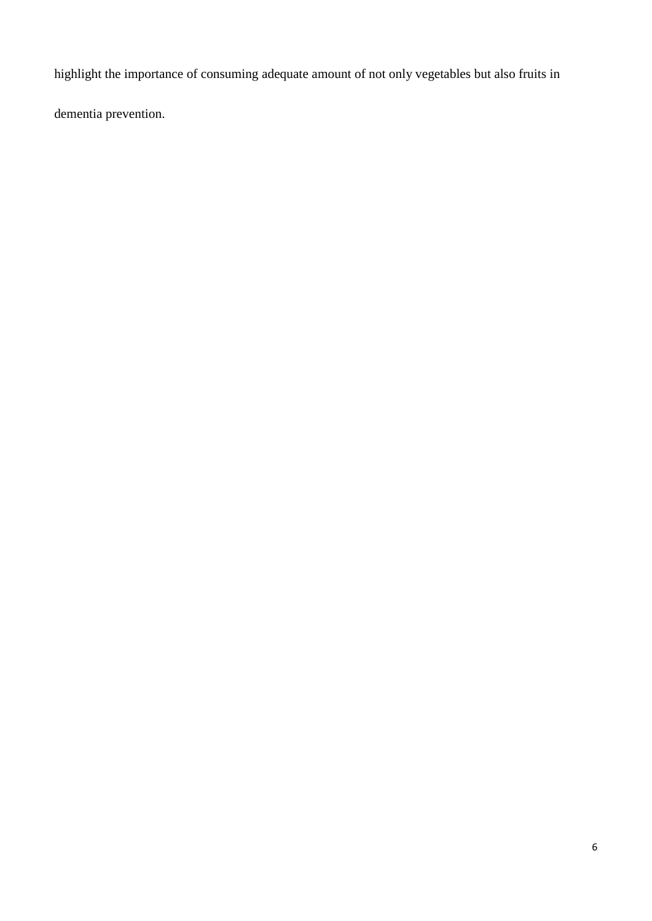highlight the importance of consuming adequate amount of not only vegetables but also fruits in dementia prevention.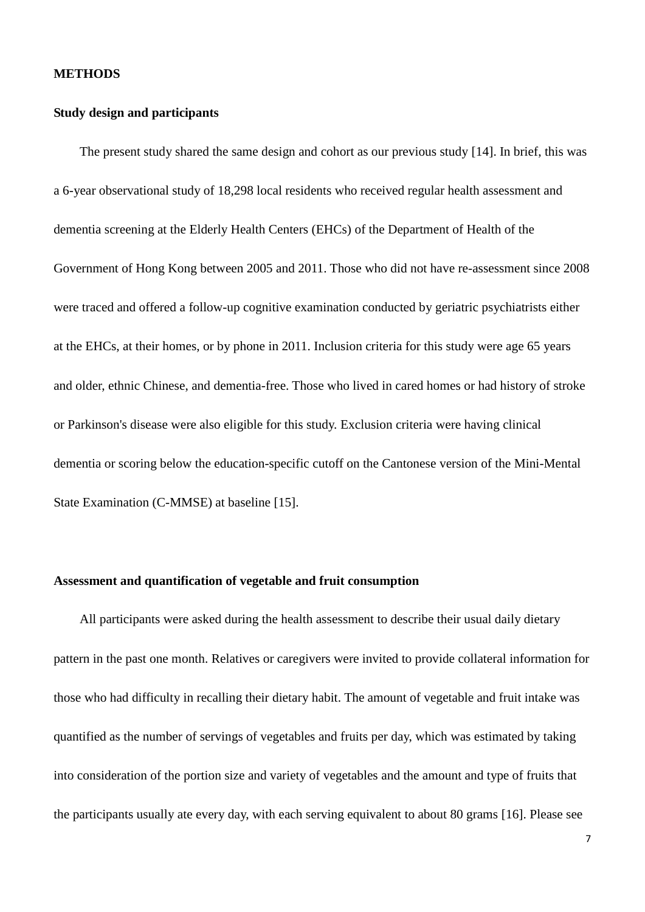## METHODS

### Study design and participants

The present study shared the same design and cohort as our previous study [14]. In brief, this was a 6-year observational study of 18,298 local residents who received regular health assessment and dementia screening at the Elderly Health Centers (EHCs) of the Department of Health of the Government of Hong Kong between 2005 and 2011. Those who did not have re-assessment since 2008 were traced and offered a follow-up cognitive examination conducted by geriatric psychiatrists either at the EHCs, at their homes, or by phone in 2011. Inclusion criteria for this study were age 65 years and older, ethnic Chinese, and dementia-free. Those who lived in cared homes or had history of stroke or Parkinson's disease were also eligible for this study. Exclusion criteria were having clinical dementia or scoring below the education-specific cutoff on the Cantonese version of the Mini-Mental State Examination (C-MMSE) at baseline [15].

### Assessment and quantification of vegetable and fruit consumption

All participants were asked during the health assessment to describe their usual daily dietary pattern in the past one month. Relatives or caregivers were invited to provide collateral information for those who had difficulty in recalling their dietary habit. The amount of vegetable and fruit intake was quantified as the number of servings of vegetables and fruits per day, which was estimated by taking into consideration of the portion size and variety of vegetables and the amount and type of fruits that the participants usually ate every day, with each serving equivalent to about 80 grams [16]. Please see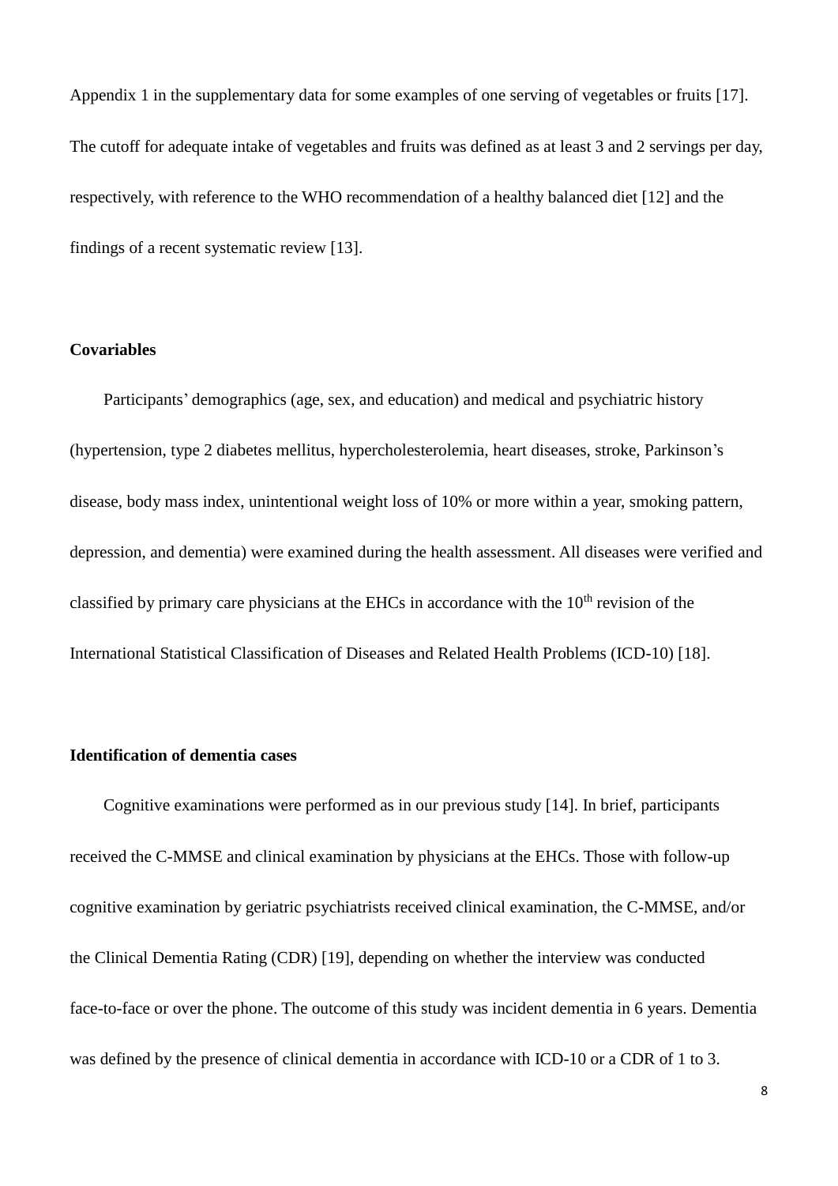Appendix 1 in the supplementary data for some examples of one serving of vegetables or fruits [17]. The cutoff for adequate intake of vegetables and fruits was defined as at least 3 and 2 servings per day, respectively, with reference to the WHO recommendation of a healthy balanced diet [12] and the findings of a recent systematic review [13].

### Covariables

Participants' demographics (age, sex, and education) and medical and psychiatric history (hypertension, type 2 diabetes mellitus, hypercholesterolemia, heart diseases, stroke, Parkinson's disease, body mass index, unintentional weight loss of 10% or more within a year, smoking pattern, depression, and dementia) were examined during the health assessment. All diseases were verified and classified by primary care physicians at the EHCs in accordance with the 10th revision of the International Statistical Classification of Diseases and Related Health Problems (ICD-10) [18].

### Identification of dementia cases

Cognitive examinations were performed as in our previous study [14]. In brief, participants received the C-MMSE and clinical examination by physicians at the EHCs. Those with follow-up cognitive examination by geriatric psychiatrists received clinical examination, the C-MMSE, and/or the Clinical Dementia Rating (CDR) [19], depending on whether the interview was conducted face-to-face or over the phone. The outcome of this study was incident dementia in 6 years. Dementia was defined by the presence of clinical dementia in accordance with ICD-10 or a CDR of 1 to 3.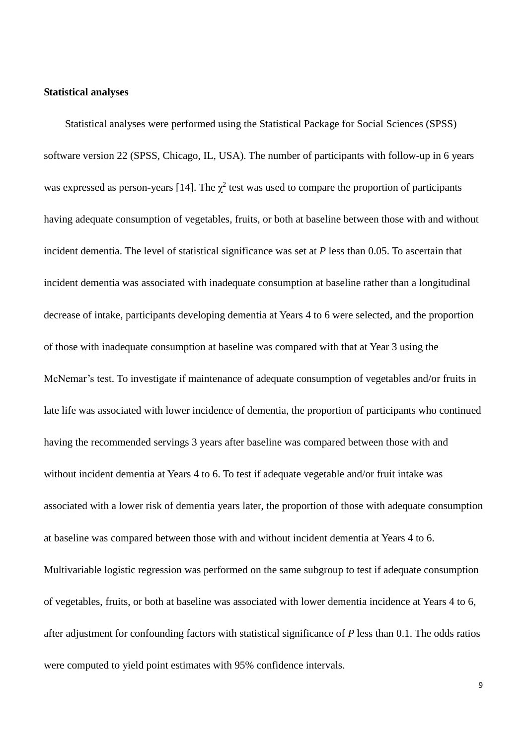**Statistical analyses**

Statistical analyses were performed using the Statistical Package for Social Sciences (SPSS) software version 22 (SPSS, Chicago, IL, USA). The number of participants with follow-up in 6 years was expressed as person-years [14]. The $\chi^2$ test was used to compare the proportion of participants having adequate consumption of vegetables, fruits, or both at baseline between those with and without incident dementia. The level of statistical significance was set at *P* less than 0.05. To ascertain that incident dementia was associated with inadequate consumption at baseline rather than a longitudinal decrease of intake, participants developing dementia at Years 4 to 6 were selected, and the proportion of those with inadequate consumption at baseline was compared with that at Year 3 using the McNemar's test. To investigate if maintenance of adequate consumption of vegetables and/or fruits in late life was associated with lower incidence of dementia, the proportion of participants who continued having the recommended servings 3 years after baseline was compared between those with and without incident dementia at Years 4 to 6. To test if adequate vegetable and/or fruit intake was associated with a lower risk of dementia years later, the proportion of those with adequate consumption at baseline was compared between those with and without incident dementia at Years 4 to 6. Multivariable logistic regression was performed on the same subgroup to test if adequate consumption of vegetables, fruits, or both at baseline was associated with lower dementia incidence at Years 4 to 6, after adjustment for confounding factors with statistical significance of *P* less than 0.1. The odds ratios were computed to yield point estimates with 95% confidence intervals.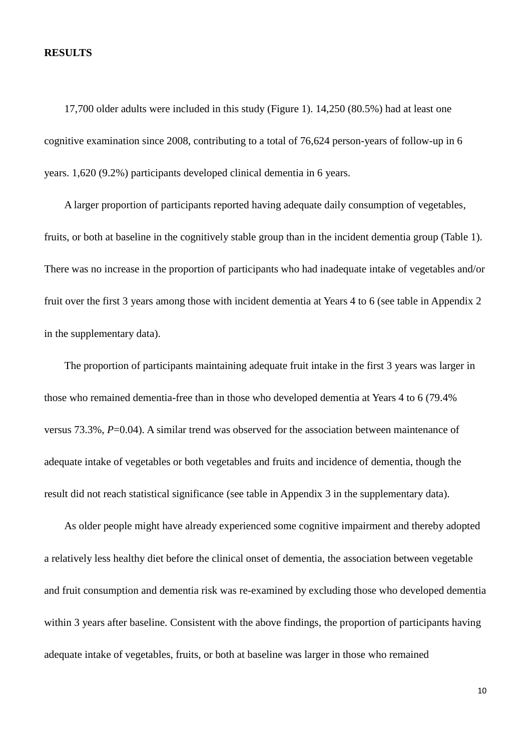**RESULTS**

17,700 older adults were included in this study (Figure 1). 14,250 (80.5%) had at least one cognitive examination since 2008, contributing to a total of 76,624 person-years of follow-up in 6 years. 1,620 (9.2%) participants developed clinical dementia in 6 years.

A larger proportion of participants reported having adequate daily consumption of vegetables, fruits, or both at baseline in the cognitively stable group than in the incident dementia group (Table 1). There was no increase in the proportion of participants who had inadequate intake of vegetables and/or fruit over the first 3 years among those with incident dementia at Years 4 to 6 (see table in Appendix 2 in the supplementary data).

The proportion of participants maintaining adequate fruit intake in the first 3 years was larger in those who remained dementia-free than in those who developed dementia at Years 4 to 6 (79.4% versus 73.3%, $P$=0.04). A similar trend was observed for the association between maintenance of adequate intake of vegetables or both vegetables and fruits and incidence of dementia, though the result did not reach statistical significance (see table in Appendix 3 in the supplementary data).

As older people might have already experienced some cognitive impairment and thereby adopted a relatively less healthy diet before the clinical onset of dementia, the association between vegetable and fruit consumption and dementia risk was re-examined by excluding those who developed dementia within 3 years after baseline. Consistent with the above findings, the proportion of participants having adequate intake of vegetables, fruits, or both at baseline was larger in those who remained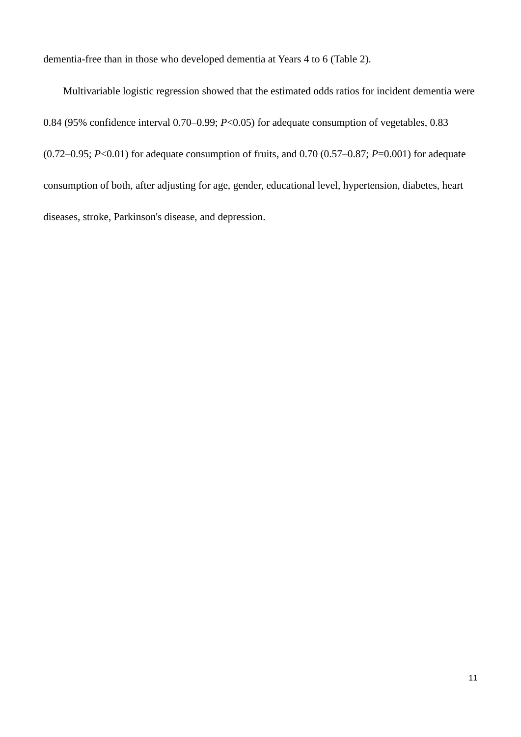dementia-free than in those who developed dementia at Years 4 to 6 (Table 2).

Multivariable logistic regression showed that the estimated odds ratios for incident dementia were 0.84 (95% confidence interval 0.70–0.99; $P<0.05$) for adequate consumption of vegetables, 0.83 (0.72–0.95; $P<0.01$) for adequate consumption of fruits, and 0.70 (0.57–0.87; $P=0.001$) for adequate consumption of both, after adjusting for age, gender, educational level, hypertension, diabetes, heart diseases, stroke, Parkinson's disease, and depression.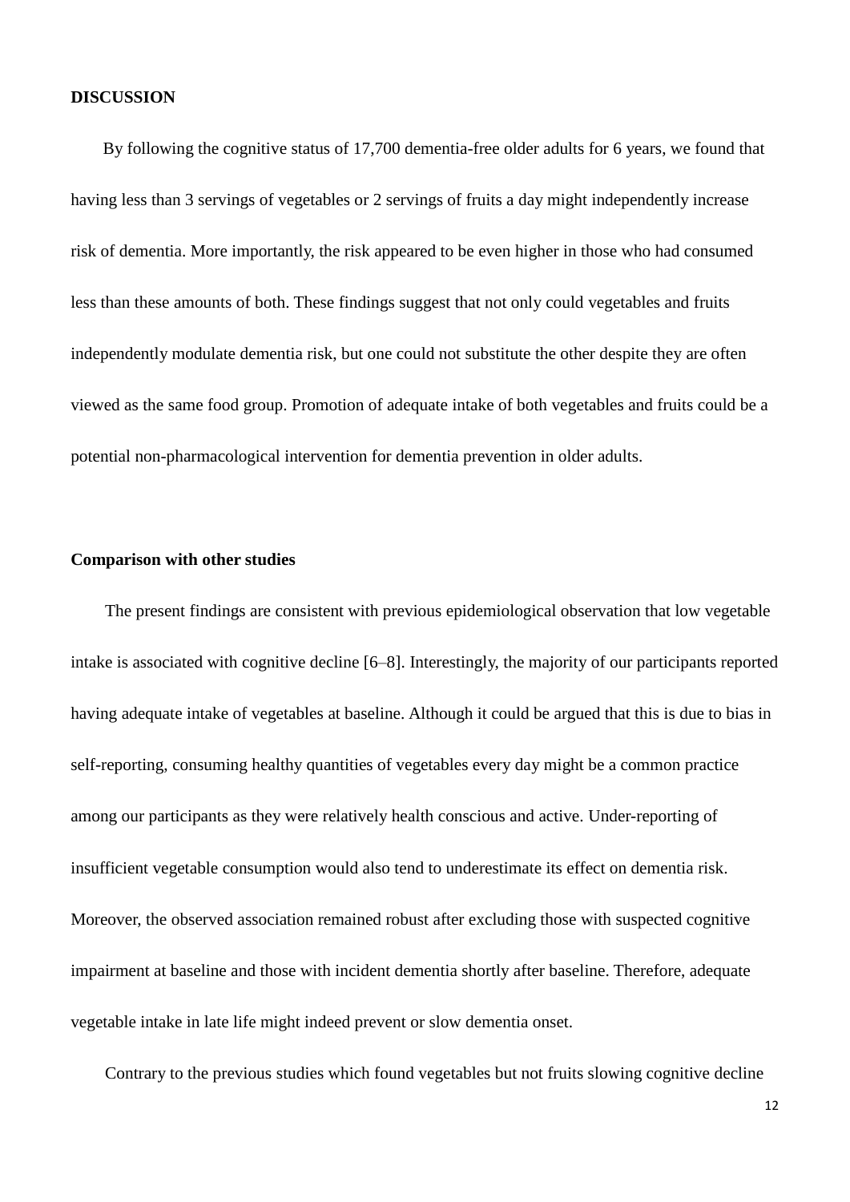## DISCUSSION

By following the cognitive status of 17,700 dementia-free older adults for 6 years, we found that having less than 3 servings of vegetables or 2 servings of fruits a day might independently increase risk of dementia. More importantly, the risk appeared to be even higher in those who had consumed less than these amounts of both. These findings suggest that not only could vegetables and fruits independently modulate dementia risk, but one could not substitute the other despite they are often viewed as the same food group. Promotion of adequate intake of both vegetables and fruits could be a potential non-pharmacological intervention for dementia prevention in older adults.

### Comparison with other studies

The present findings are consistent with previous epidemiological observation that low vegetable intake is associated with cognitive decline [6–8]. Interestingly, the majority of our participants reported having adequate intake of vegetables at baseline. Although it could be argued that this is due to bias in self-reporting, consuming healthy quantities of vegetables every day might be a common practice among our participants as they were relatively health conscious and active. Under-reporting of insufficient vegetable consumption would also tend to underestimate its effect on dementia risk. Moreover, the observed association remained robust after excluding those with suspected cognitive impairment at baseline and those with incident dementia shortly after baseline. Therefore, adequate vegetable intake in late life might indeed prevent or slow dementia onset.

Contrary to the previous studies which found vegetables but not fruits slowing cognitive decline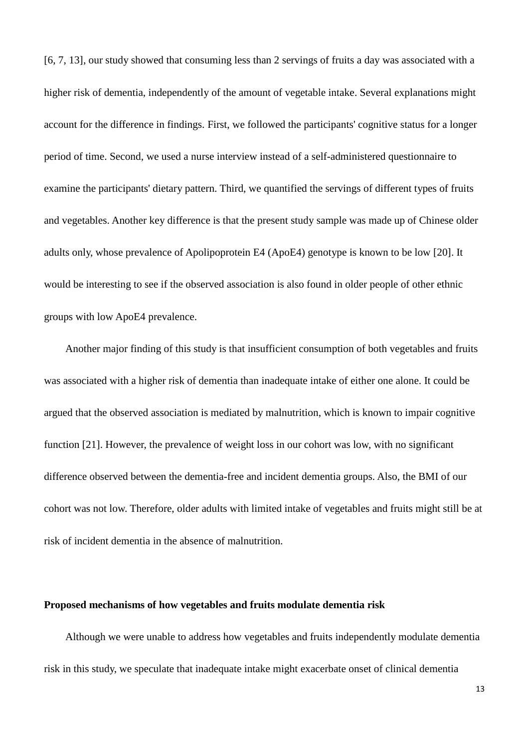[6, 7, 13], our study showed that consuming less than 2 servings of fruits a day was associated with a higher risk of dementia, independently of the amount of vegetable intake. Several explanations might account for the difference in findings. First, we followed the participants' cognitive status for a longer period of time. Second, we used a nurse interview instead of a self-administered questionnaire to examine the participants' dietary pattern. Third, we quantified the servings of different types of fruits and vegetables. Another key difference is that the present study sample was made up of Chinese older adults only, whose prevalence of Apolipoprotein E4 (ApoE4) genotype is known to be low [20]. It would be interesting to see if the observed association is also found in older people of other ethnic groups with low ApoE4 prevalence.

Another major finding of this study is that insufficient consumption of both vegetables and fruits was associated with a higher risk of dementia than inadequate intake of either one alone. It could be argued that the observed association is mediated by malnutrition, which is known to impair cognitive function [21]. However, the prevalence of weight loss in our cohort was low, with no significant difference observed between the dementia-free and incident dementia groups. Also, the BMI of our cohort was not low. Therefore, older adults with limited intake of vegetables and fruits might still be at risk of incident dementia in the absence of malnutrition.

**Proposed mechanisms of how vegetables and fruits modulate dementia risk**

Although we were unable to address how vegetables and fruits independently modulate dementia risk in this study, we speculate that inadequate intake might exacerbate onset of clinical dementia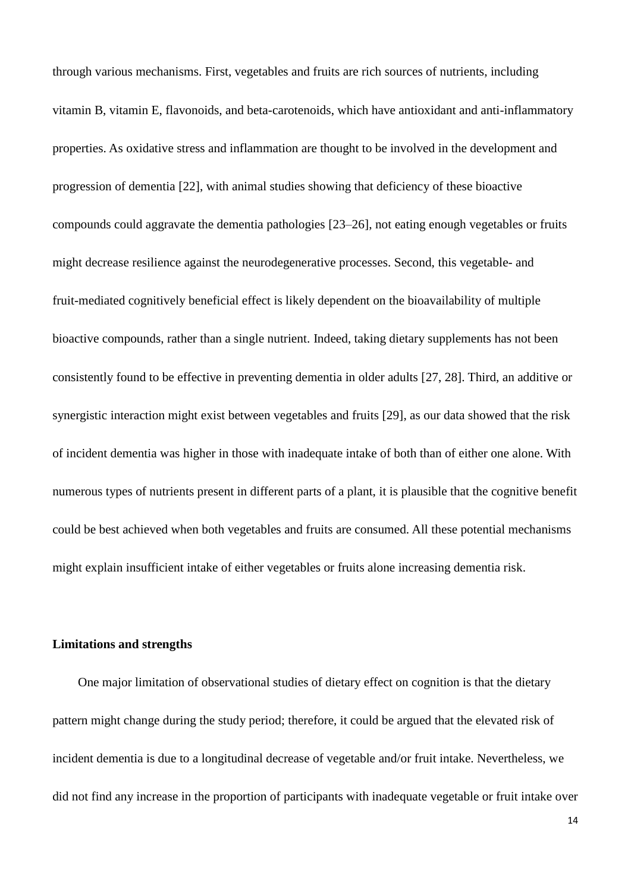through various mechanisms. First, vegetables and fruits are rich sources of nutrients, including vitamin B, vitamin E, flavonoids, and beta-carotenoids, which have antioxidant and anti-inflammatory properties. As oxidative stress and inflammation are thought to be involved in the development and progression of dementia [22], with animal studies showing that deficiency of these bioactive compounds could aggravate the dementia pathologies [23–26], not eating enough vegetables or fruits might decrease resilience against the neurodegenerative processes. Second, this vegetable- and fruit-mediated cognitively beneficial effect is likely dependent on the bioavailability of multiple bioactive compounds, rather than a single nutrient. Indeed, taking dietary supplements has not been consistently found to be effective in preventing dementia in older adults [27, 28]. Third, an additive or synergistic interaction might exist between vegetables and fruits [29], as our data showed that the risk of incident dementia was higher in those with inadequate intake of both than of either one alone. With numerous types of nutrients present in different parts of a plant, it is plausible that the cognitive benefit could be best achieved when both vegetables and fruits are consumed. All these potential mechanisms might explain insufficient intake of either vegetables or fruits alone increasing dementia risk.

### Limitations and strengths

One major limitation of observational studies of dietary effect on cognition is that the dietary pattern might change during the study period; therefore, it could be argued that the elevated risk of incident dementia is due to a longitudinal decrease of vegetable and/or fruit intake. Nevertheless, we did not find any increase in the proportion of participants with inadequate vegetable or fruit intake over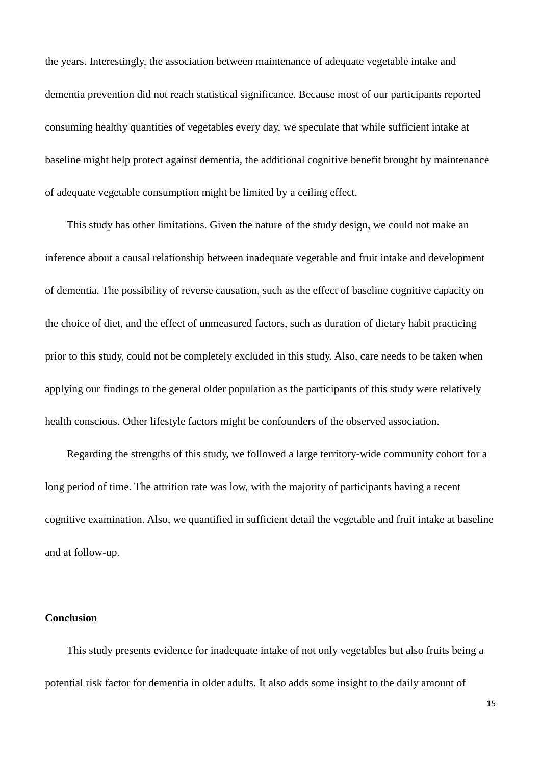the years. Interestingly, the association between maintenance of adequate vegetable intake and dementia prevention did not reach statistical significance. Because most of our participants reported consuming healthy quantities of vegetables every day, we speculate that while sufficient intake at baseline might help protect against dementia, the additional cognitive benefit brought by maintenance of adequate vegetable consumption might be limited by a ceiling effect.

This study has other limitations. Given the nature of the study design, we could not make an inference about a causal relationship between inadequate vegetable and fruit intake and development of dementia. The possibility of reverse causation, such as the effect of baseline cognitive capacity on the choice of diet, and the effect of unmeasured factors, such as duration of dietary habit practicing prior to this study, could not be completely excluded in this study. Also, care needs to be taken when applying our findings to the general older population as the participants of this study were relatively health conscious. Other lifestyle factors might be confounders of the observed association.

Regarding the strengths of this study, we followed a large territory-wide community cohort for a long period of time. The attrition rate was low, with the majority of participants having a recent cognitive examination. Also, we quantified in sufficient detail the vegetable and fruit intake at baseline and at follow-up.

## Conclusion

This study presents evidence for inadequate intake of not only vegetables but also fruits being a potential risk factor for dementia in older adults. It also adds some insight to the daily amount of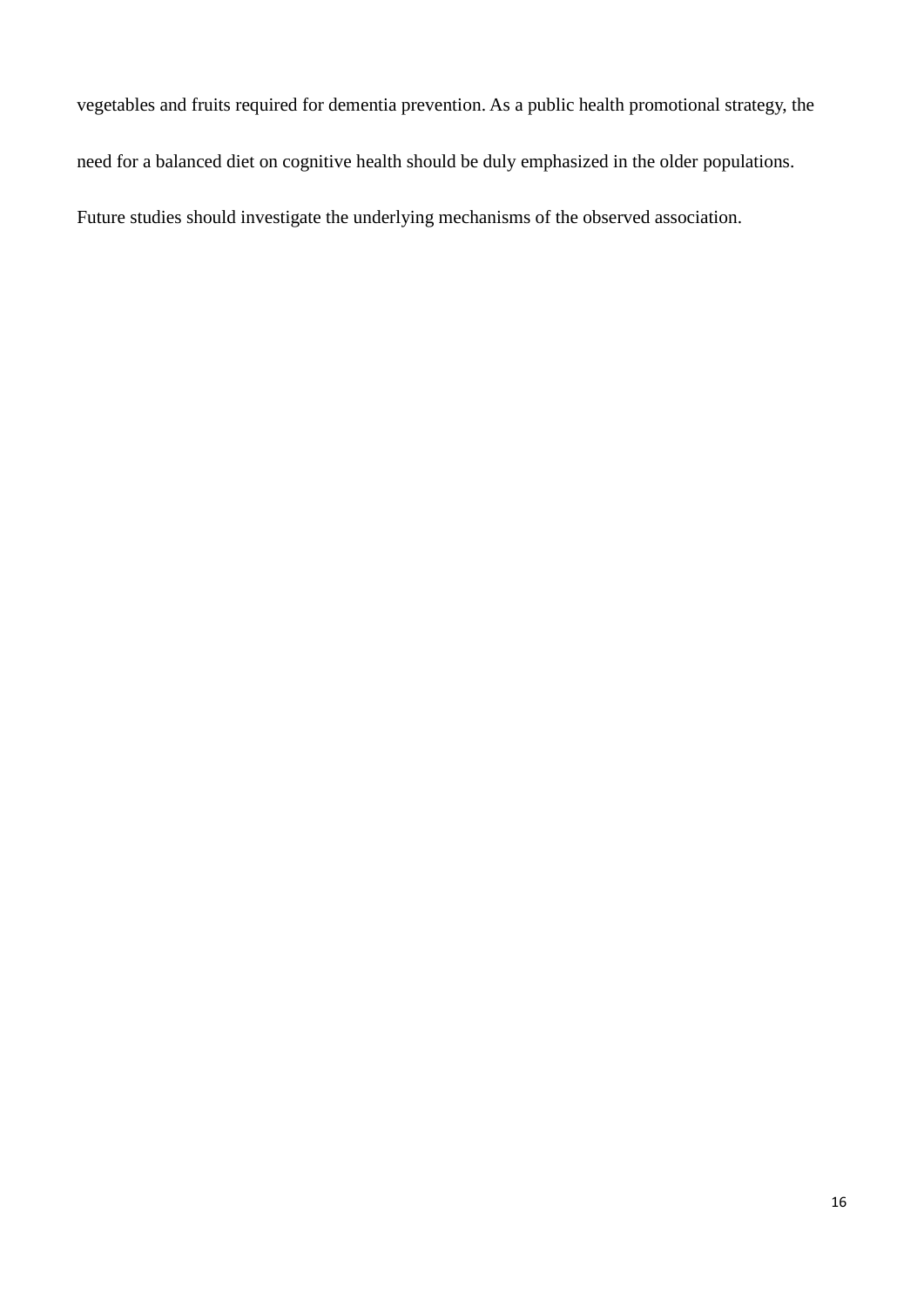vegetables and fruits required for dementia prevention. As a public health promotional strategy, the need for a balanced diet on cognitive health should be duly emphasized in the older populations. Future studies should investigate the underlying mechanisms of the observed association.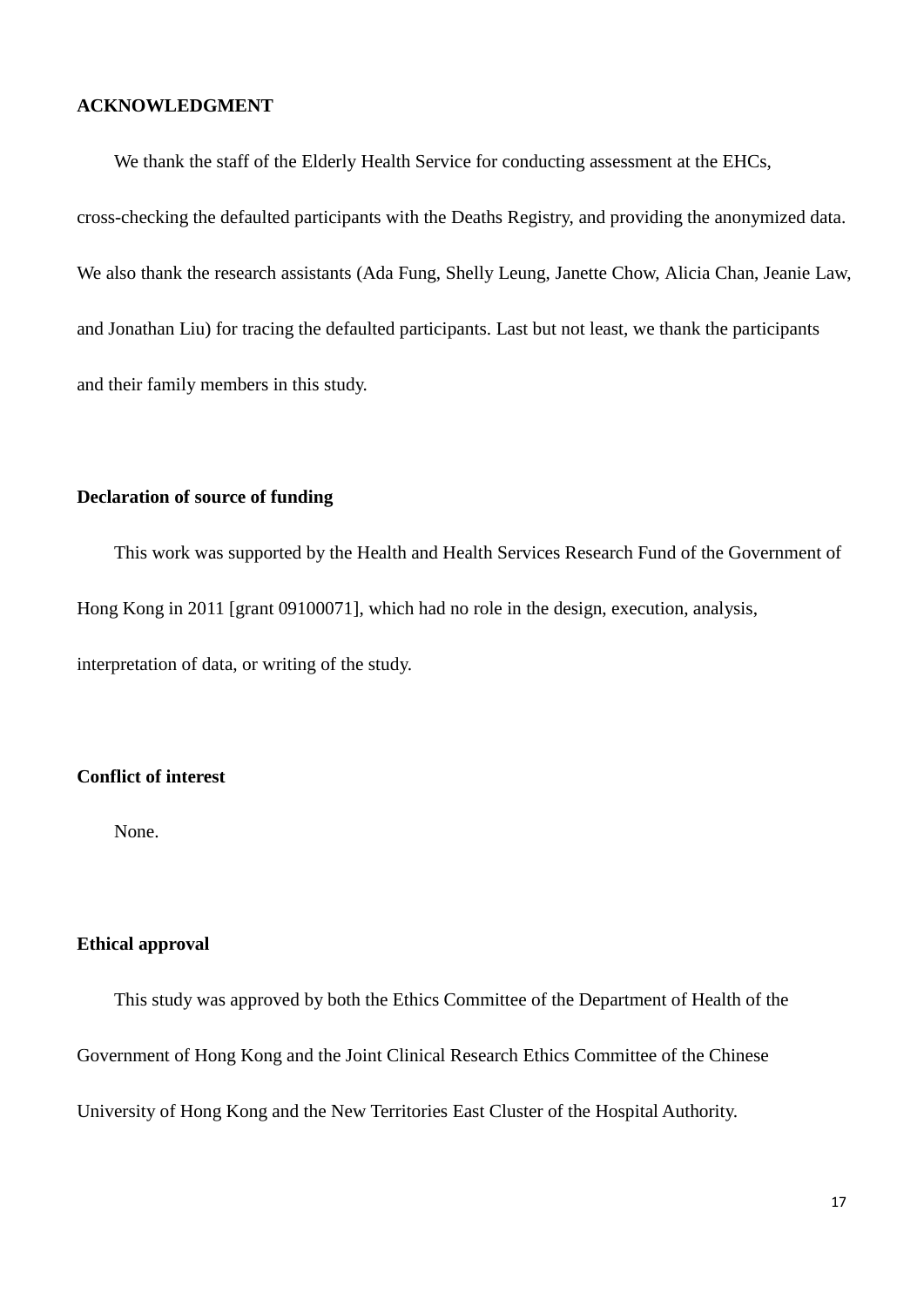## ACKNOWLEDGMENT

We thank the staff of the Elderly Health Service for conducting assessment at the EHCs, cross-checking the defaulted participants with the Deaths Registry, and providing the anonymized data. We also thank the research assistants (Ada Fung, Shelly Leung, Janette Chow, Alicia Chan, Jeanie Law, and Jonathan Liu) for tracing the defaulted participants. Last but not least, we thank the participants and their family members in this study.

### Declaration of source of funding

This work was supported by the Health and Health Services Research Fund of the Government of Hong Kong in 2011 [grant 09100071], which had no role in the design, execution, analysis, interpretation of data, or writing of the study.

### Conflict of interest

None.

### Ethical approval

This study was approved by both the Ethics Committee of the Department of Health of the Government of Hong Kong and the Joint Clinical Research Ethics Committee of the Chinese University of Hong Kong and the New Territories East Cluster of the Hospital Authority.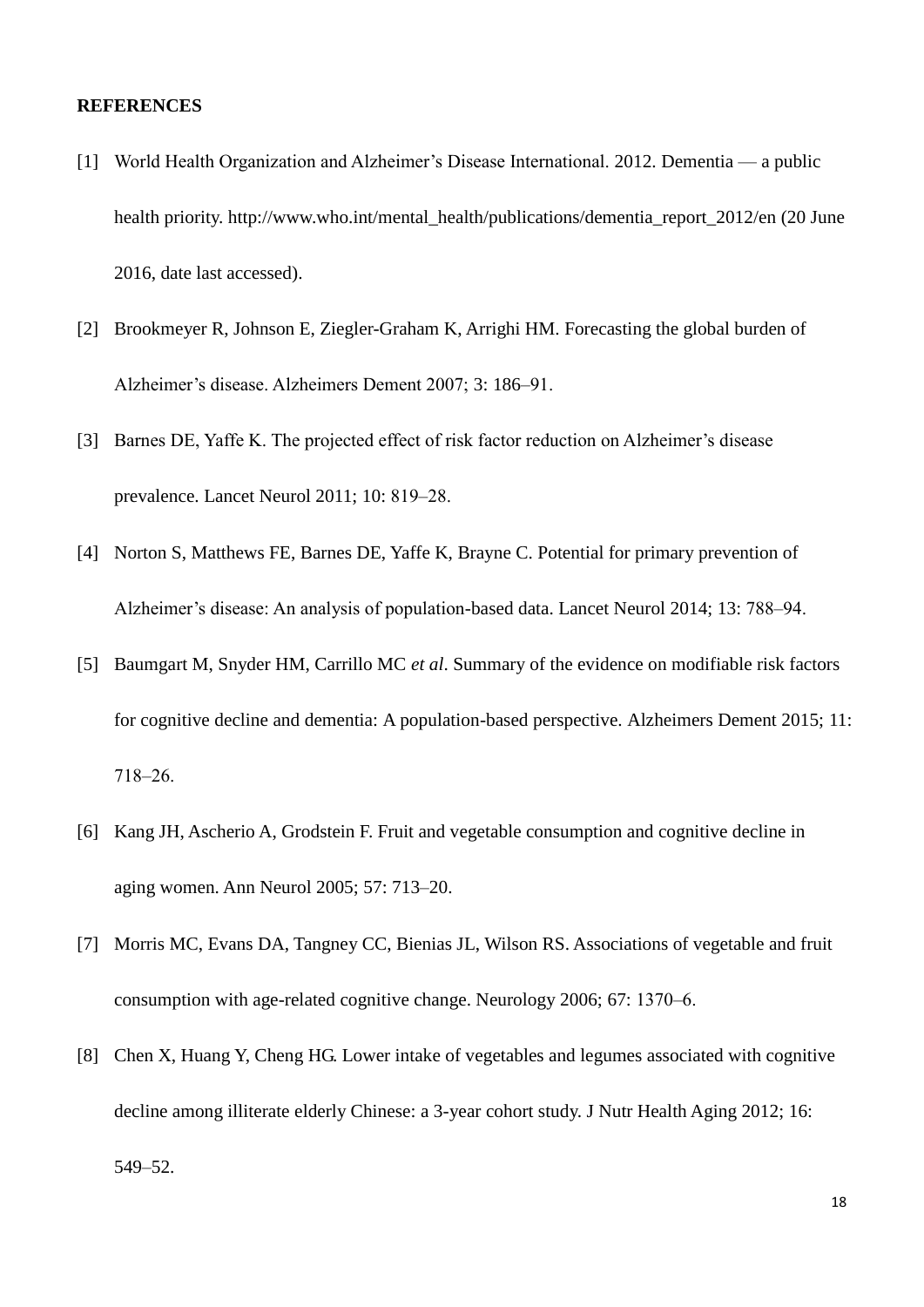**REFERENCES**

[1] World Health Organization and Alzheimer's Disease International. 2012. Dementia — a public health priority. http://www.who.int/mental_health/publications/dementia_report_2012/en (20 June 2016, date last accessed).

[2] Brookmeyer R, Johnson E, Ziegler-Graham K, Arrighi HM. Forecasting the global burden of Alzheimer's disease. Alzheimers Dement 2007; 3: 186–91.

[3] Barnes DE, Yaffe K. The projected effect of risk factor reduction on Alzheimer's disease prevalence. Lancet Neurol 2011; 10: 819–28.

[4] Norton S, Matthews FE, Barnes DE, Yaffe K, Brayne C. Potential for primary prevention of Alzheimer's disease: An analysis of population-based data. Lancet Neurol 2014; 13: 788–94.

[5] Baumgart M, Snyder HM, Carrillo MC *et al*. Summary of the evidence on modifiable risk factors for cognitive decline and dementia: A population-based perspective. Alzheimers Dement 2015; 11: 718–26.

[6] Kang JH, Ascherio A, Grodstein F. Fruit and vegetable consumption and cognitive decline in aging women. Ann Neurol 2005; 57: 713–20.

[7] Morris MC, Evans DA, Tangney CC, Bienias JL, Wilson RS. Associations of vegetable and fruit consumption with age-related cognitive change. Neurology 2006; 67: 1370–6.

[8] Chen X, Huang Y, Cheng HG. Lower intake of vegetables and legumes associated with cognitive decline among illiterate elderly Chinese: a 3-year cohort study. J Nutr Health Aging 2012; 16: 549–52.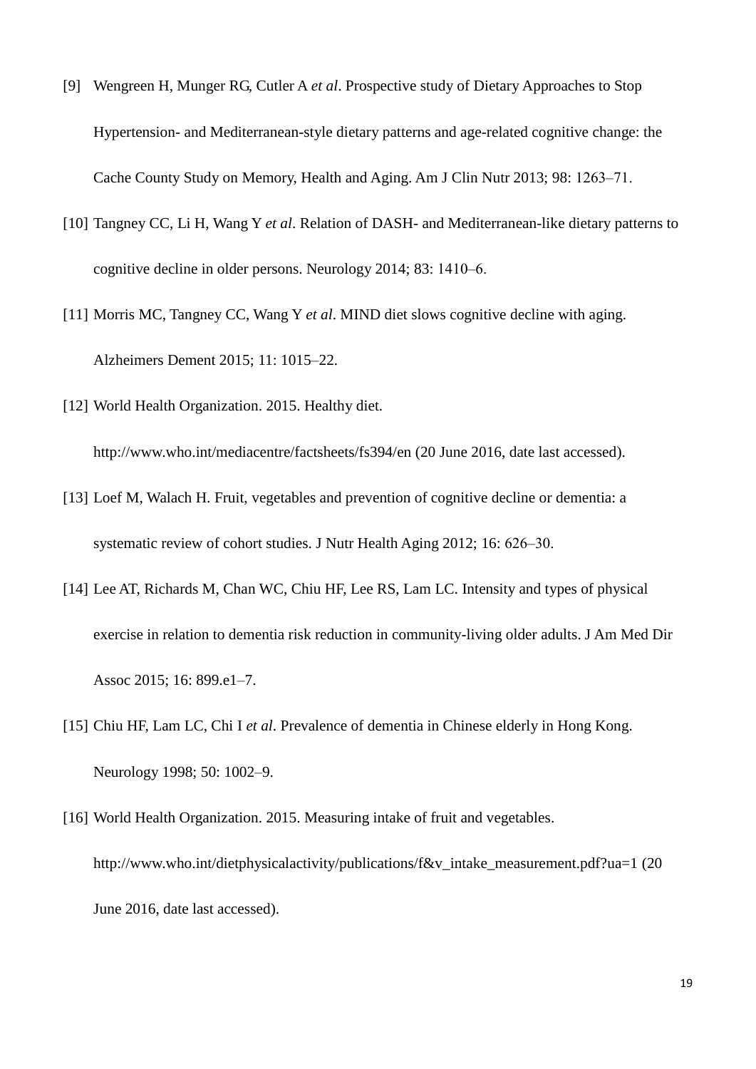[9] Wengreen H, Munger RG, Cutler A *et al*. Prospective study of Dietary Approaches to Stop Hypertension- and Mediterranean-style dietary patterns and age-related cognitive change: the Cache County Study on Memory, Health and Aging. Am J Clin Nutr 2013; 98: 1263–71.

[10] Tangney CC, Li H, Wang Y *et al*. Relation of DASH- and Mediterranean-like dietary patterns to cognitive decline in older persons. Neurology 2014; 83: 1410–6.

[11] Morris MC, Tangney CC, Wang Y *et al*. MIND diet slows cognitive decline with aging. Alzheimers Dement 2015; 11: 1015–22.

[12] World Health Organization. 2015. Healthy diet. http://www.who.int/mediacentre/factsheets/fs394/en (20 June 2016, date last accessed).

[13] Loef M, Walach H. Fruit, vegetables and prevention of cognitive decline or dementia: a systematic review of cohort studies. J Nutr Health Aging 2012; 16: 626–30.

[14] Lee AT, Richards M, Chan WC, Chiu HF, Lee RS, Lam LC. Intensity and types of physical exercise in relation to dementia risk reduction in community-living older adults. J Am Med Dir Assoc 2015; 16: 899.e1–7.

[15] Chiu HF, Lam LC, Chi I *et al*. Prevalence of dementia in Chinese elderly in Hong Kong. Neurology 1998; 50: 1002–9.

[16] World Health Organization. 2015. Measuring intake of fruit and vegetables. http://www.who.int/dietphysicalactivity/publications/f&v_intake_measurement.pdf?ua=1 (20 June 2016, date last accessed).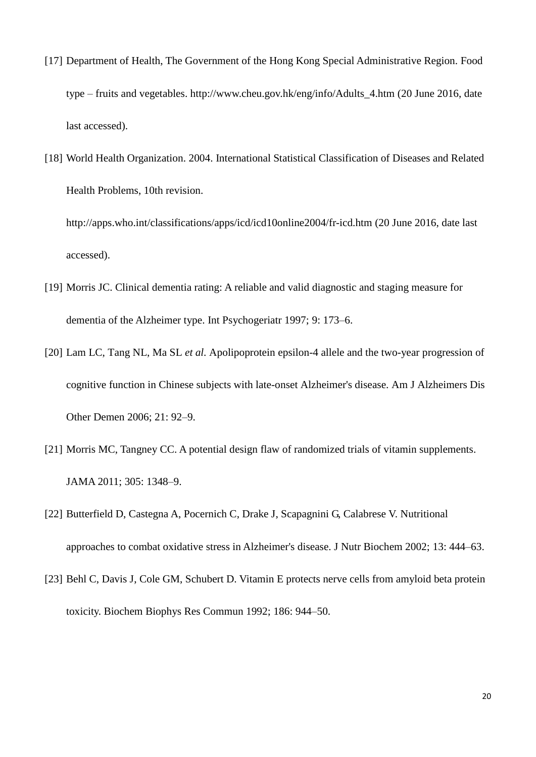[17] Department of Health, The Government of the Hong Kong Special Administrative Region. Food type – fruits and vegetables. http://www.cheu.gov.hk/eng/info/Adults_4.htm (20 June 2016, date last accessed).

[18] World Health Organization. 2004. International Statistical Classification of Diseases and Related Health Problems, 10th revision. http://apps.who.int/classifications/apps/icd/icd10online2004/fr-icd.htm (20 June 2016, date last accessed).

[19] Morris JC. Clinical dementia rating: A reliable and valid diagnostic and staging measure for dementia of the Alzheimer type. Int Psychogeriatr 1997; 9: 173–6.

[20] Lam LC, Tang NL, Ma SL *et al*. Apolipoprotein epsilon-4 allele and the two-year progression of cognitive function in Chinese subjects with late-onset Alzheimer's disease. Am J Alzheimers Dis Other Demen 2006; 21: 92–9.

[21] Morris MC, Tangney CC. A potential design flaw of randomized trials of vitamin supplements. JAMA 2011; 305: 1348–9.

[22] Butterfield D, Castegna A, Pocernich C, Drake J, Scapagnini G, Calabrese V. Nutritional approaches to combat oxidative stress in Alzheimer's disease. J Nutr Biochem 2002; 13: 444–63.

[23] Behl C, Davis J, Cole GM, Schubert D. Vitamin E protects nerve cells from amyloid beta protein toxicity. Biochem Biophys Res Commun 1992; 186: 944–50.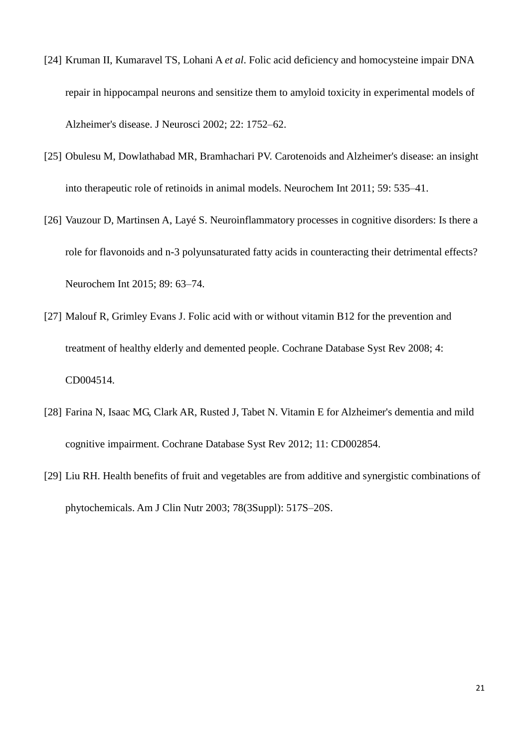[24] Kruman II, Kumaravel TS, Lohani A *et al*. Folic acid deficiency and homocysteine impair DNA repair in hippocampal neurons and sensitize them to amyloid toxicity in experimental models of Alzheimer's disease. J Neurosci 2002; 22: 1752–62.

[25] Obulesu M, Dowlathabad MR, Bramhachari PV. Carotenoids and Alzheimer's disease: an insight into therapeutic role of retinoids in animal models. Neurochem Int 2011; 59: 535–41.

[26] Vauzour D, Martinsen A, Layé S. Neuroinflammatory processes in cognitive disorders: Is there a role for flavonoids and n-3 polyunsaturated fatty acids in counteracting their detrimental effects? Neurochem Int 2015; 89: 63–74.

[27] Malouf R, Grimley Evans J. Folic acid with or without vitamin B12 for the prevention and treatment of healthy elderly and demented people. Cochrane Database Syst Rev 2008; 4: CD004514.

[28] Farina N, Isaac MG, Clark AR, Rusted J, Tabet N. Vitamin E for Alzheimer's dementia and mild cognitive impairment. Cochrane Database Syst Rev 2012; 11: CD002854.

[29] Liu RH. Health benefits of fruit and vegetables are from additive and synergistic combinations of phytochemicals. Am J Clin Nutr 2003; 78(3Suppl): 517S–20S.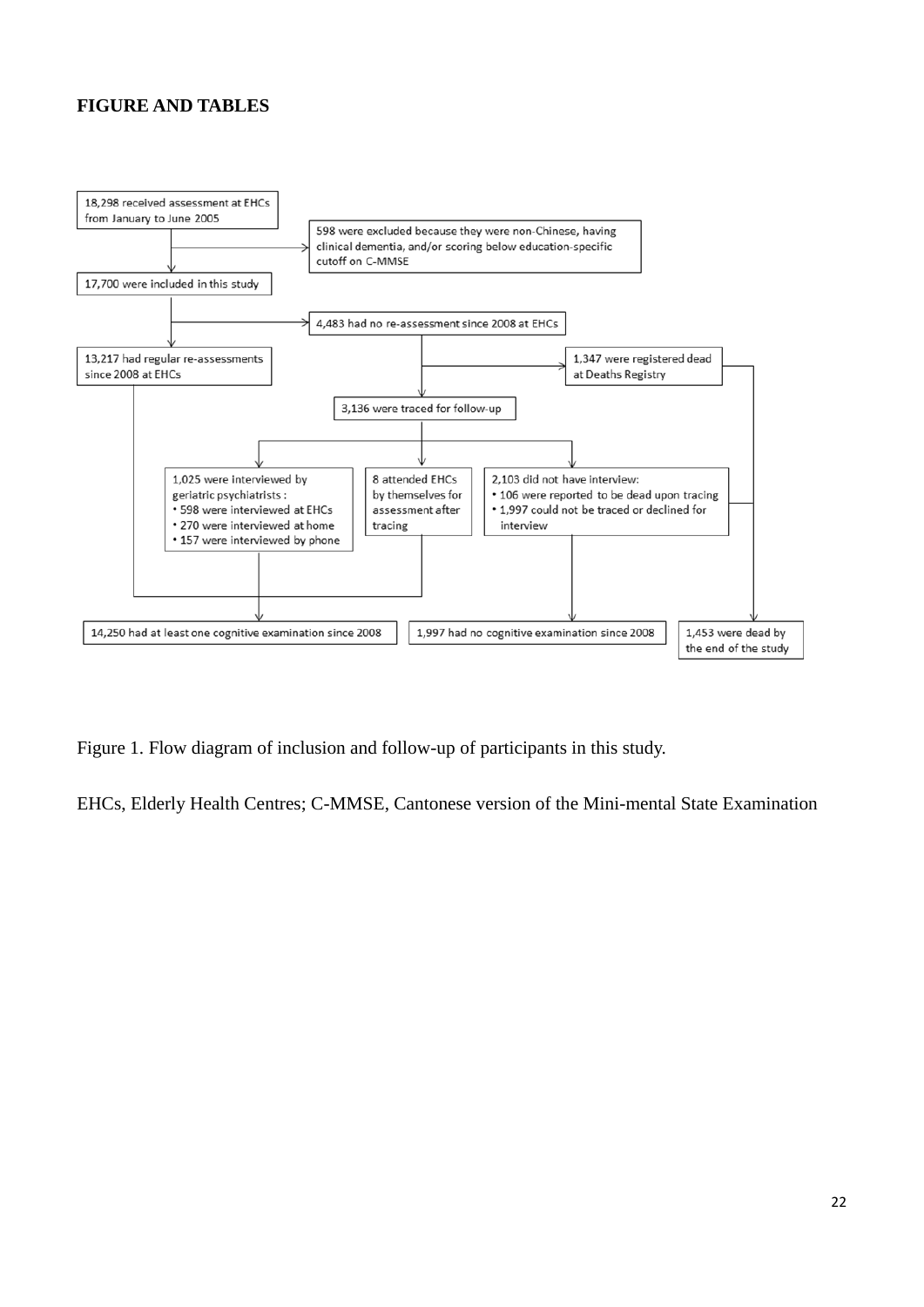# FIGURE AND TABLES

18,298 received assessment at EHCs from January to June 2005

598 were excluded because they were non-Chinese, having clinical dementia, and/or scoring below education-specific cutoff on C-MMSE

17,700 were included in this study

4,483 had no re-assessment since 2008 at EHCs

13,217 had regular re-assessments since 2008 at EHCs

1,347 were registered dead at Deaths Registry

3,136 were traced for follow-up

1,025 were interviewed by geriatric psychiatrists :
- 598 were interviewed at EHCs
- 270 were interviewed at home
- 157 were interviewed by phone

8 attended EHCs by themselves for assessment after tracing

2,103 did not have interview:
- 106 were reported to be dead upon tracing
- 1,997 could not be traced or declined for interview

14,250 had at least one cognitive examination since 2008

1,997 had no cognitive examination since 2008

1,453 were dead by the end of the study

Figure 1. Flow diagram of inclusion and follow-up of participants in this study.

EHCs, Elderly Health Centres; C-MMSE, Cantonese version of the Mini-mental State Examination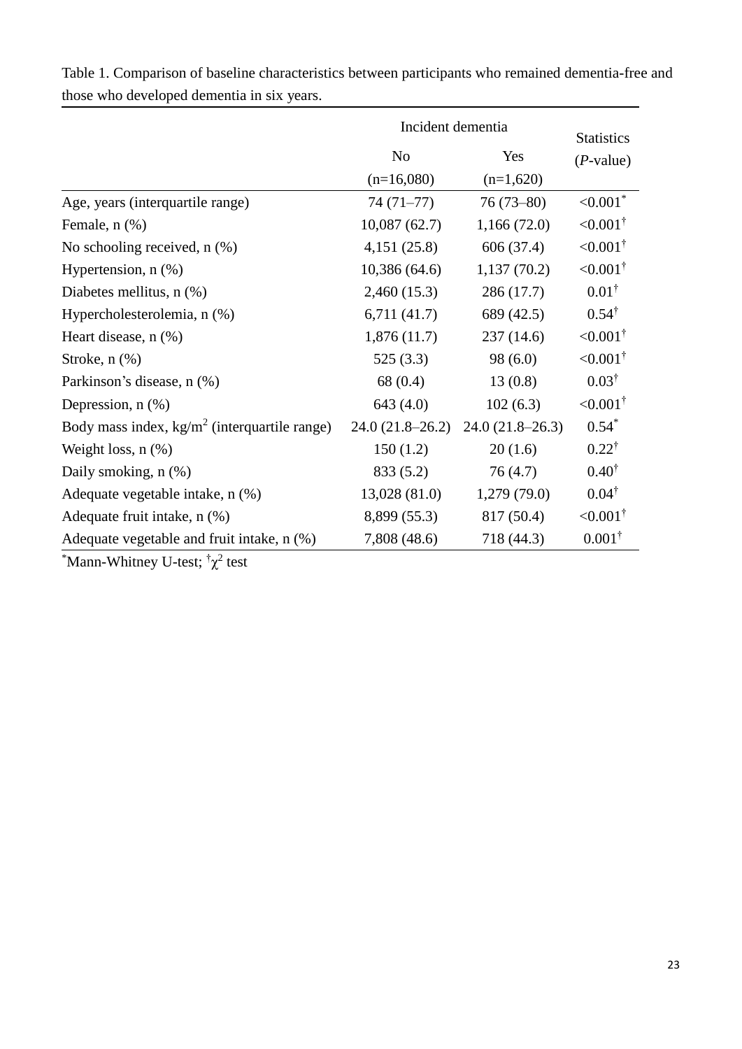Table 1. Comparison of baseline characteristics between participants who remained dementia-free and those who developed dementia in six years.

| | Incident dementia | | Statistics |
|---|---|---|---|
| | No (n=16,080) | Yes (n=1,620) | ($P$-value) |
| Age, years (interquartile range) | 74 (71–77) | 76 (73–80) | <0.001* |
| Female, n (%) | 10,087 (62.7) | 1,166 (72.0) | <0.001† |
| No schooling received, n (%) | 4,151 (25.8) | 606 (37.4) | <0.001† |
| Hypertension, n (%) | 10,386 (64.6) | 1,137 (70.2) | <0.001† |
| Diabetes mellitus, n (%) | 2,460 (15.3) | 286 (17.7) | 0.01† |
| Hypercholesterolemia, n (%) | 6,711 (41.7) | 689 (42.5) | 0.54† |
| Heart disease, n (%) | 1,876 (11.7) | 237 (14.6) | <0.001† |
| Stroke, n (%) | 525 (3.3) | 98 (6.0) | <0.001† |
| Parkinson's disease, n (%) | 68 (0.4) | 13 (0.8) | 0.03† |
| Depression, n (%) | 643 (4.0) | 102 (6.3) | <0.001† |
| Body mass index, kg/m$^2$ (interquartile range) | 24.0 (21.8–26.2) | 24.0 (21.8–26.3) | 0.54* |
| Weight loss, n (%) | 150 (1.2) | 20 (1.6) | 0.22† |
| Daily smoking, n (%) | 833 (5.2) | 76 (4.7) | 0.40† |
| Adequate vegetable intake, n (%) | 13,028 (81.0) | 1,279 (79.0) | 0.04† |
| Adequate fruit intake, n (%) | 8,899 (55.3) | 817 (50.4) | <0.001† |
| Adequate vegetable and fruit intake, n (%) | 7,808 (48.6) | 718 (44.3) | 0.001† |

*Mann-Whitney U-test; †$\chi^2$ test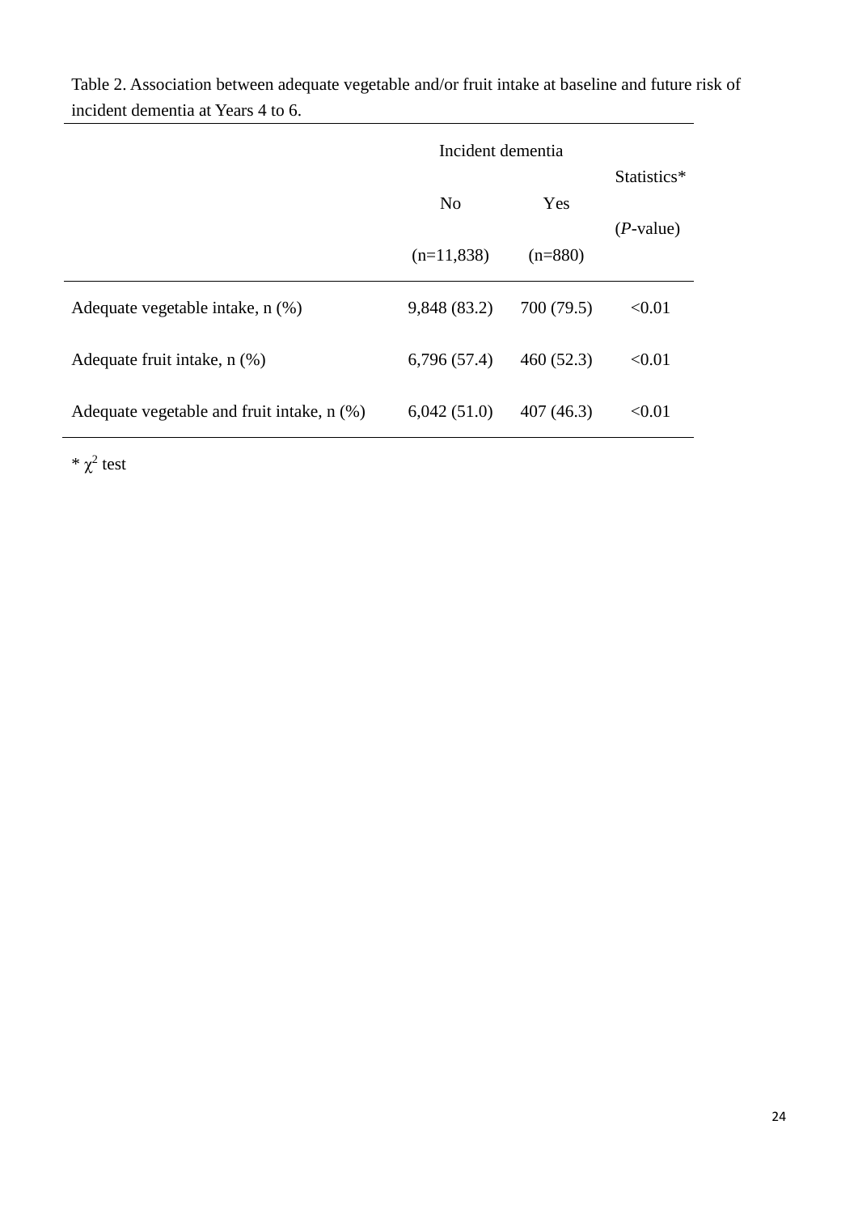Table 2. Association between adequate vegetable and/or fruit intake at baseline and future risk of incident dementia at Years 4 to 6.

| | Incident dementia | | Statistics* |
|---|---|---|---|
| | No (n=11,838) | Yes (n=880) | (*P*-value) |
| Adequate vegetable intake, n (%) | 9,848 (83.2) | 700 (79.5) | <0.01 |
| Adequate fruit intake, n (%) | 6,796 (57.4) | 460 (52.3) | <0.01 |
| Adequate vegetable and fruit intake, n (%) | 6,042 (51.0) | 407 (46.3) | <0.01 |

* $\chi^2$ test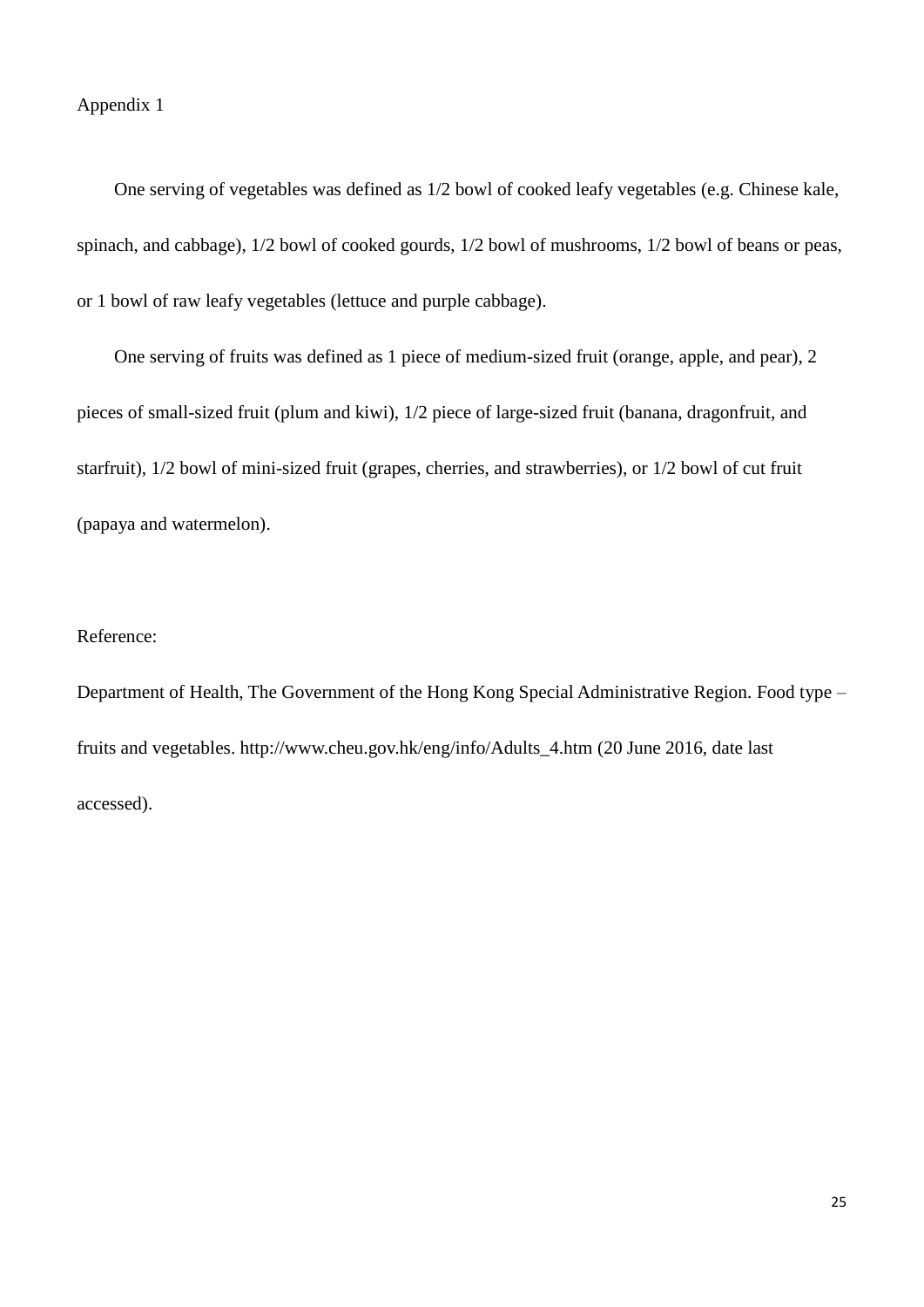Appendix 1

One serving of vegetables was defined as 1/2 bowl of cooked leafy vegetables (e.g. Chinese kale, spinach, and cabbage), 1/2 bowl of cooked gourds, 1/2 bowl of mushrooms, 1/2 bowl of beans or peas, or 1 bowl of raw leafy vegetables (lettuce and purple cabbage).

One serving of fruits was defined as 1 piece of medium-sized fruit (orange, apple, and pear), 2 pieces of small-sized fruit (plum and kiwi), 1/2 piece of large-sized fruit (banana, dragonfruit, and starfruit), 1/2 bowl of mini-sized fruit (grapes, cherries, and strawberries), or 1/2 bowl of cut fruit (papaya and watermelon).

Reference:

Department of Health, The Government of the Hong Kong Special Administrative Region. Food type – fruits and vegetables. http://www.cheu.gov.hk/eng/info/Adults_4.htm (20 June 2016, date last accessed).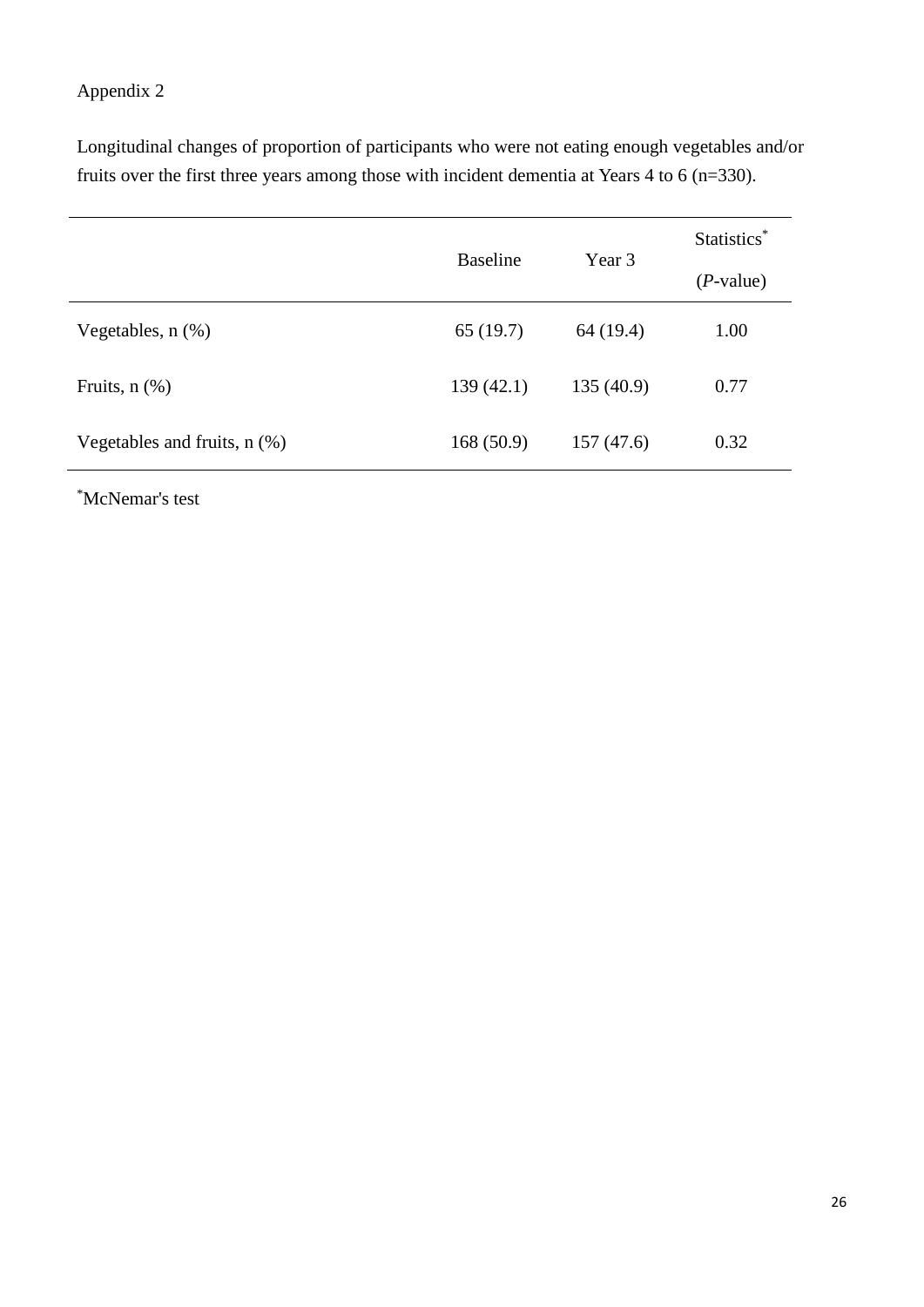Appendix 2

Longitudinal changes of proportion of participants who were not eating enough vegetables and/or fruits over the first three years among those with incident dementia at Years 4 to 6 (n=330).

| | Baseline | Year 3 | Statistics* (*P*-value) |
|---|---|---|---|
| Vegetables, n (%) | 65 (19.7) | 64 (19.4) | 1.00 |
| Fruits, n (%) | 139 (42.1) | 135 (40.9) | 0.77 |
| Vegetables and fruits, n (%) | 168 (50.9) | 157 (47.6) | 0.32 |

*McNemar's test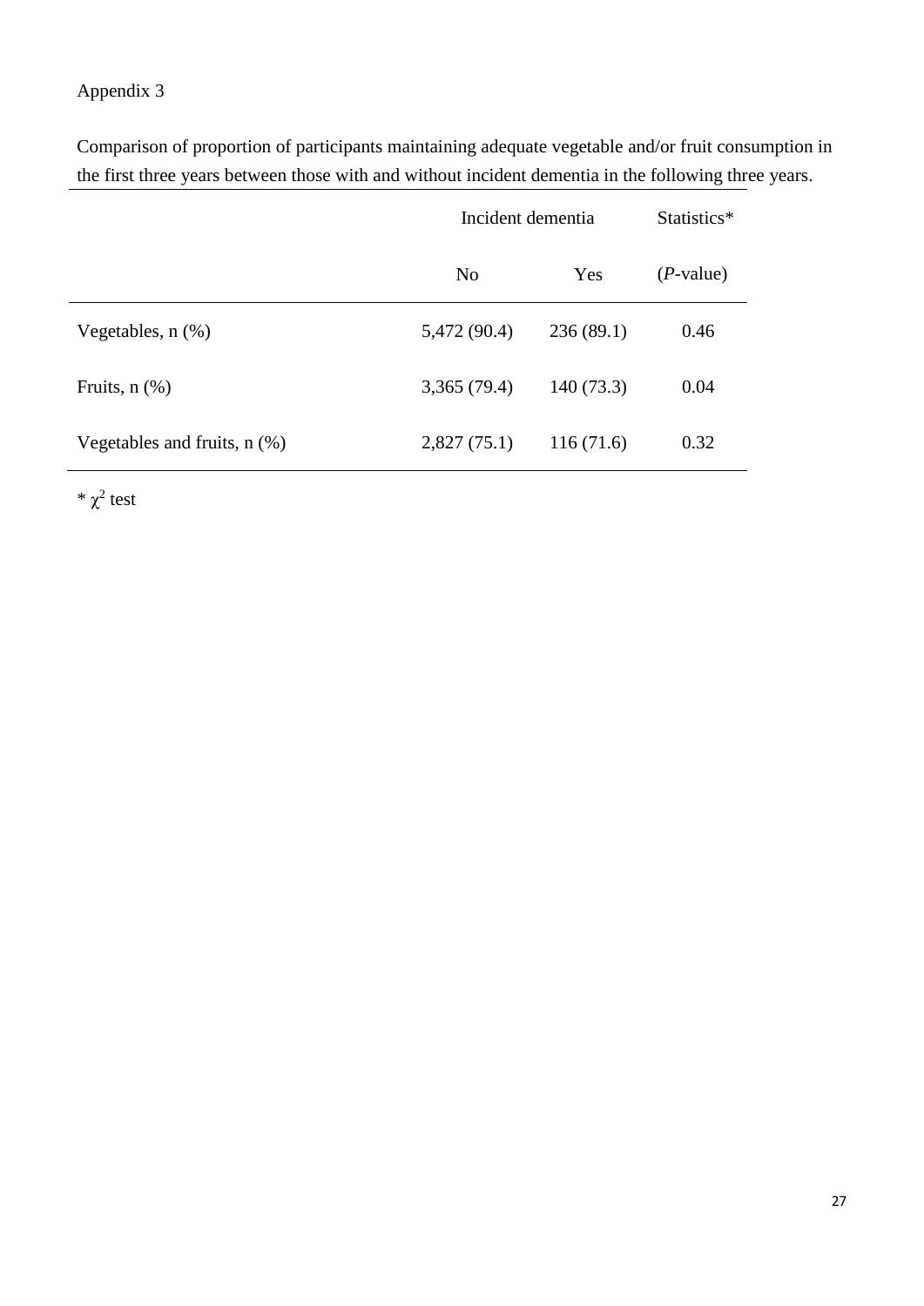Appendix 3

Comparison of proportion of participants maintaining adequate vegetable and/or fruit consumption in the first three years between those with and without incident dementia in the following three years.

| | Incident dementia | | Statistics* |
|---|---|---|---|
| | No | Yes | (*P*-value) |
| Vegetables, n (%) | 5,472 (90.4) | 236 (89.1) | 0.46 |
| Fruits, n (%) | 3,365 (79.4) | 140 (73.3) | 0.04 |
| Vegetables and fruits, n (%) | 2,827 (75.1) | 116 (71.6) | 0.32 |

\* $\chi^2$ test